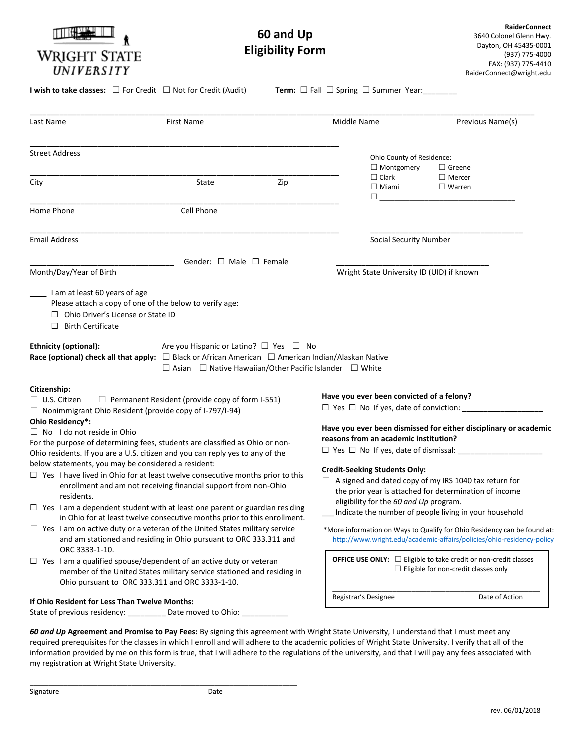WRIGHT STATE UNIVERSITY

# 60 and Up Eligibility Form

**RaiderConnect**
3640 Colonel Glenn Hwy.
Dayton, OH 45435-0001
(937) 775-4000
FAX: (937) 775-4410
RaiderConnect@wright.edu

**I wish to take classes:** ☐ For Credit ☐ Not for Credit (Audit) **Term:** ☐ Fall ☐ Spring ☐ Summer Year:________

_______________________________________________________________________________
Last Name First Name Middle Name Previous Name(s)

_______________________________________________
Street Address

_______________________________________________
City State Zip

Ohio County of Residence:
☐ Montgomery ☐ Greene
☐ Clark ☐ Mercer
☐ Miami ☐ Warren
☐ ______________________

_______________________________________________
Home Phone Cell Phone

_______________________________________________
Email Address

______________________________
Social Security Number

______________________________
Month/Day/Year of Birth

Gender: ☐ Male ☐ Female

______________________________
Wright State University ID (UID) if known

____ I am at least 60 years of age
Please attach a copy of one of the below to verify age:
☐ Ohio Driver's License or State ID
☐ Birth Certificate

**Ethnicity (optional):** Are you Hispanic or Latino? ☐ Yes ☐ No
**Race (optional) check all that apply:** ☐ Black or African American ☐ American Indian/Alaskan Native ☐ Asian ☐ Native Hawaiian/Other Pacific Islander ☐ White

**Citizenship:**
☐ U.S. Citizen ☐ Permanent Resident (provide copy of form I-551)
☐ Nonimmigrant Ohio Resident (provide copy of I-797/I-94)

**Ohio Residency*:**
☐ No I do not reside in Ohio

For the purpose of determining fees, students are classified as Ohio or non-Ohio residents. If you are a U.S. citizen and you can reply yes to any of the below statements, you may be considered a resident:

☐ Yes I have lived in Ohio for at least twelve consecutive months prior to this enrollment and am not receiving financial support from non-Ohio residents.
☐ Yes I am a dependent student with at least one parent or guardian residing in Ohio for at least twelve consecutive months prior to this enrollment.
☐ Yes I am on active duty or a veteran of the United States military service and am stationed and residing in Ohio pursuant to ORC 333.311 and ORC 3333-1-10.
☐ Yes I am a qualified spouse/dependent of an active duty or veteran member of the United States military service stationed and residing in Ohio pursuant to ORC 333.311 and ORC 3333-1-10.

**If Ohio Resident for Less Than Twelve Months:**
State of previous residency: _________ Date moved to Ohio: ___________

**Have you ever been convicted of a felony?**
☐ Yes ☐ No If yes, date of conviction: ___________________

**Have you ever been dismissed for either disciplinary or academic reasons from an academic institution?**
☐ Yes ☐ No If yes, date of dismissal: ____________________

**Credit-Seeking Students Only:**
☐ A signed and dated copy of my IRS 1040 tax return for the prior year is attached for determination of income eligibility for the *60 and Up* program.
___Indicate the number of people living in your household

*More information on Ways to Qualify for Ohio Residency can be found at: http://www.wright.edu/academic-affairs/policies/ohio-residency-policy

**OFFICE USE ONLY:** ☐ Eligible to take credit or non-credit classes
☐ Eligible for non-credit classes only

_______________________________________________
Registrar's Designee Date of Action

***60 and Up* Agreement and Promise to Pay Fees:** By signing this agreement with Wright State University, I understand that I must meet any required prerequisites for the classes in which I enroll and will adhere to the academic policies of Wright State University. I verify that all of the information provided by me on this form is true, that I will adhere to the regulations of the university, and that I will pay any fees associated with my registration at Wright State University.

_______________________________________________
Signature Date

rev. 06/01/2018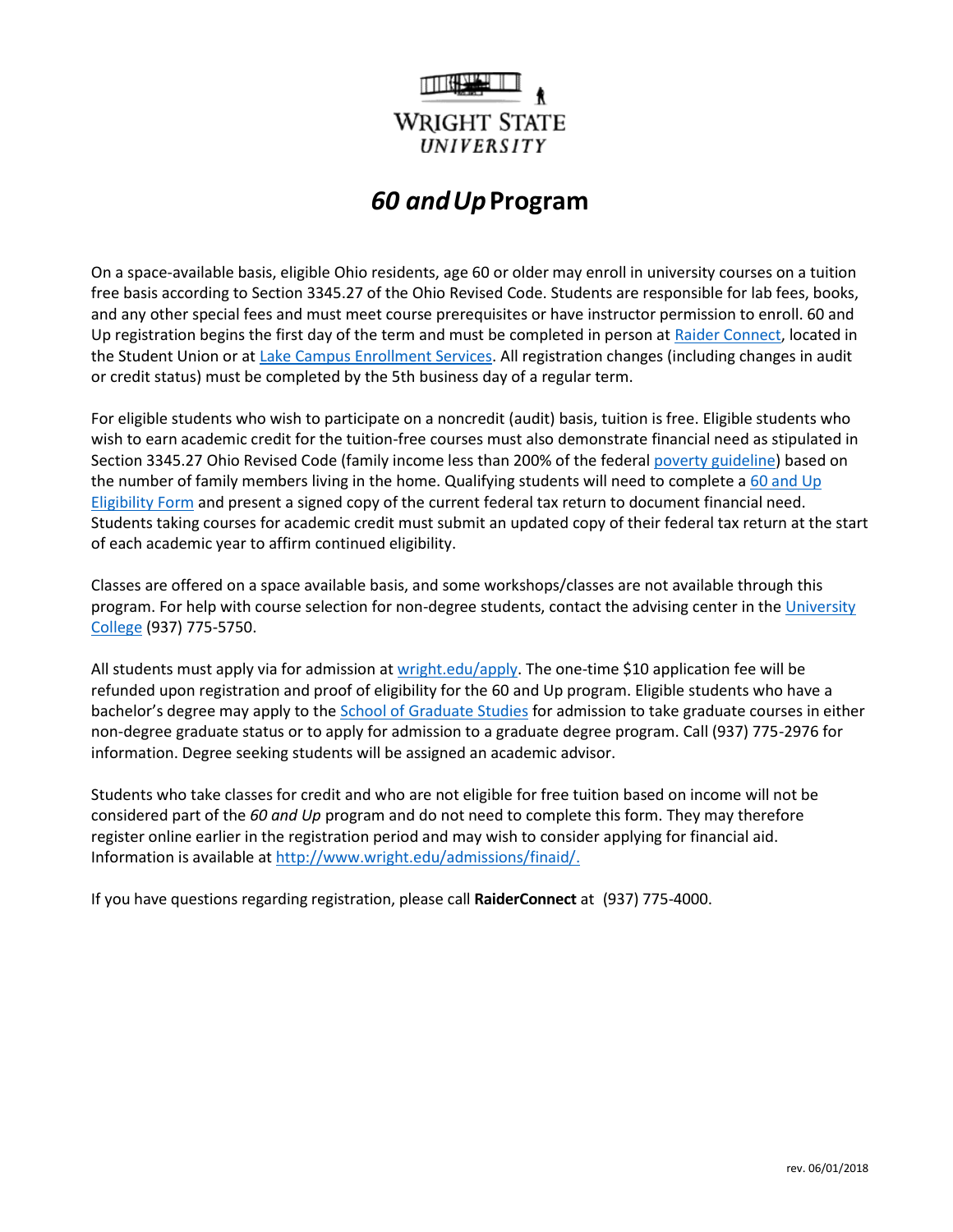WRIGHT STATE
UNIVERSITY

# *60 and Up* Program

On a space-available basis, eligible Ohio residents, age 60 or older may enroll in university courses on a tuition free basis according to Section 3345.27 of the Ohio Revised Code. Students are responsible for lab fees, books, and any other special fees and must meet course prerequisites or have instructor permission to enroll. 60 and Up registration begins the first day of the term and must be completed in person at Raider Connect, located in the Student Union or at Lake Campus Enrollment Services. All registration changes (including changes in audit or credit status) must be completed by the 5th business day of a regular term.

For eligible students who wish to participate on a noncredit (audit) basis, tuition is free. Eligible students who wish to earn academic credit for the tuition-free courses must also demonstrate financial need as stipulated in Section 3345.27 Ohio Revised Code (family income less than 200% of the federal poverty guideline) based on the number of family members living in the home. Qualifying students will need to complete a 60 and Up Eligibility Form and present a signed copy of the current federal tax return to document financial need. Students taking courses for academic credit must submit an updated copy of their federal tax return at the start of each academic year to affirm continued eligibility.

Classes are offered on a space available basis, and some workshops/classes are not available through this program. For help with course selection for non-degree students, contact the advising center in the University College (937) 775-5750.

All students must apply via for admission at wright.edu/apply. The one-time $10 application fee will be refunded upon registration and proof of eligibility for the 60 and Up program. Eligible students who have a bachelor's degree may apply to the School of Graduate Studies for admission to take graduate courses in either non-degree graduate status or to apply for admission to a graduate degree program. Call (937) 775-2976 for information. Degree seeking students will be assigned an academic advisor.

Students who take classes for credit and who are not eligible for free tuition based on income will not be considered part of the *60 and Up* program and do not need to complete this form. They may therefore register online earlier in the registration period and may wish to consider applying for financial aid. Information is available at http://www.wright.edu/admissions/finaid/.

If you have questions regarding registration, please call **RaiderConnect** at (937) 775-4000.

rev. 06/01/2018